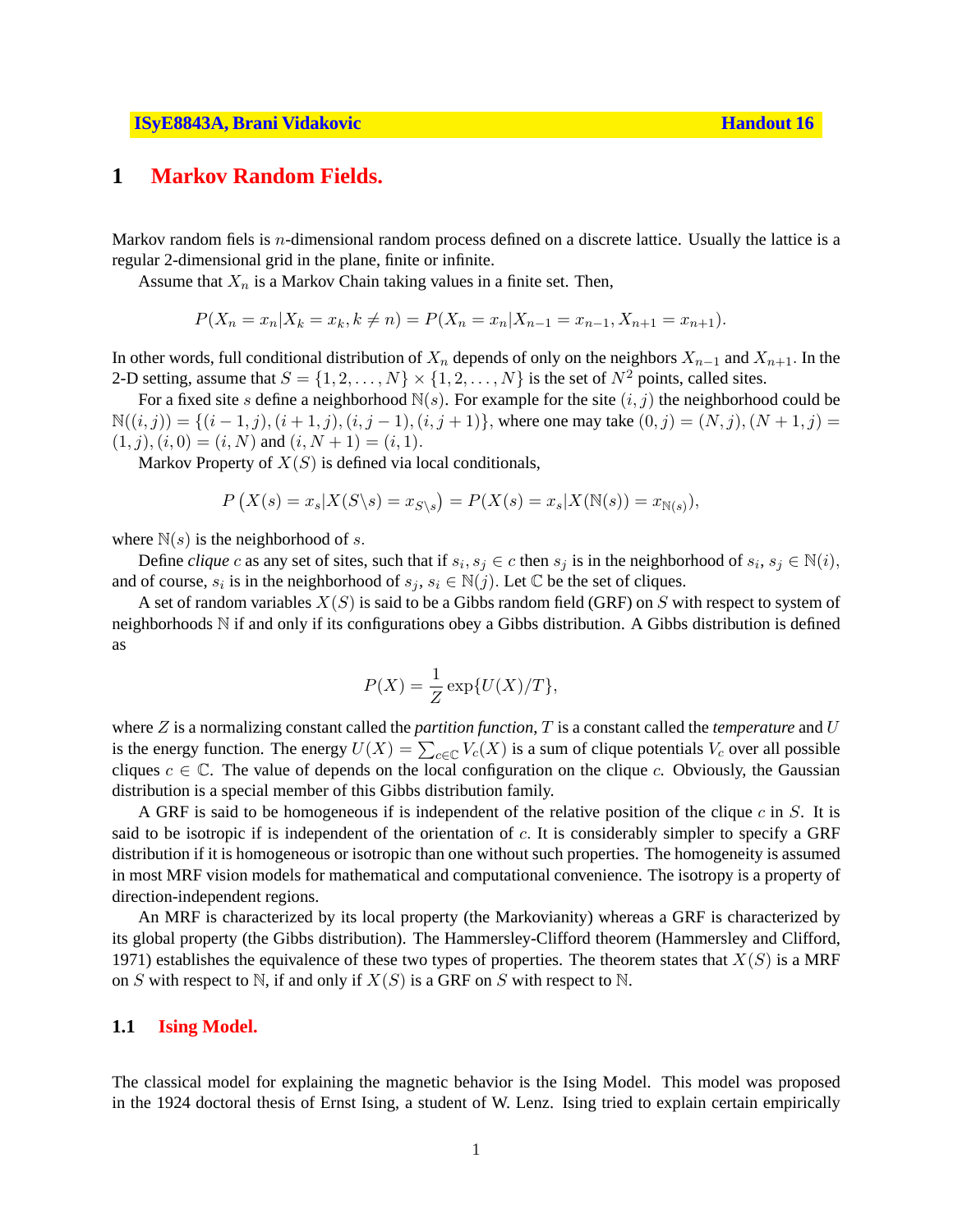# 1 Markov Random Fields.

Markov random fiels is $n$-dimensional random process defined on a discrete lattice. Usually the lattice is a regular 2-dimensional grid in the plane, finite or infinite.

Assume that $X_n$ is a Markov Chain taking values in a finite set. Then,

$$P(X_n = x_n | X_k = x_k, k \neq n) = P(X_n = x_n | X_{n-1} = x_{n-1}, X_{n+1} = x_{n+1}).$$

In other words, full conditional distribution of $X_n$ depends of only on the neighbors $X_{n-1}$ and $X_{n+1}$. In the 2-D setting, assume that $S = \{1, 2, \dots, N\} \times \{1, 2, \dots, N\}$ is the set of $N^2$ points, called sites.

For a fixed site $s$ define a neighborhood $\mathbb{N}(s)$. For example for the site $(i, j)$ the neighborhood could be $\mathbb{N}((i, j)) = \{(i-1, j), (i+1, j), (i, j-1), (i, j+1)\}$, where one may take $(0, j) = (N, j), (N+1, j) = (1, j), (i, 0) = (i, N)$ and $(i, N+1) = (i, 1)$.

Markov Property of $X(S)$ is defined via local conditionals,

$$P\left(X(s) = x_s | X(S \backslash s) = x_{S \backslash s}\right) = P(X(s) = x_s | X(\mathbb{N}(s)) = x_{\mathbb{N}(s)}),$$

where $\mathbb{N}(s)$ is the neighborhood of $s$.

Define *clique* $c$ as any set of sites, such that if $s_i, s_j \in c$ then $s_j$ is in the neighborhood of $s_i$, $s_j \in \mathbb{N}(i)$, and of course, $s_i$ is in the neighborhood of $s_j$, $s_i \in \mathbb{N}(j)$. Let $\mathbb{C}$ be the set of cliques.

A set of random variables $X(S)$ is said to be a Gibbs random field (GRF) on $S$ with respect to system of neighborhoods $\mathbb{N}$ if and only if its configurations obey a Gibbs distribution. A Gibbs distribution is defined as

$$P(X) = \frac{1}{Z} \exp\{U(X)/T\},$$

where $Z$ is a normalizing constant called the *partition function*, $T$ is a constant called the *temperature* and $U$ is the energy function. The energy $U(X) = \sum_{c \in \mathbb{C}} V_c(X)$ is a sum of clique potentials $V_c$ over all possible cliques $c \in \mathbb{C}$. The value of depends on the local configuration on the clique $c$. Obviously, the Gaussian distribution is a special member of this Gibbs distribution family.

A GRF is said to be homogeneous if is independent of the relative position of the clique $c$ in $S$. It is said to be isotropic if is independent of the orientation of $c$. It is considerably simpler to specify a GRF distribution if it is homogeneous or isotropic than one without such properties. The homogeneity is assumed in most MRF vision models for mathematical and computational convenience. The isotropy is a property of direction-independent regions.

An MRF is characterized by its local property (the Markovianity) whereas a GRF is characterized by its global property (the Gibbs distribution). The Hammersley-Clifford theorem (Hammersley and Clifford, 1971) establishes the equivalence of these two types of properties. The theorem states that $X(S)$ is a MRF on $S$ with respect to $\mathbb{N}$, if and only if $X(S)$ is a GRF on $S$ with respect to $\mathbb{N}$.

## 1.1 Ising Model.

The classical model for explaining the magnetic behavior is the Ising Model. This model was proposed in the 1924 doctoral thesis of Ernst Ising, a student of W. Lenz. Ising tried to explain certain empirically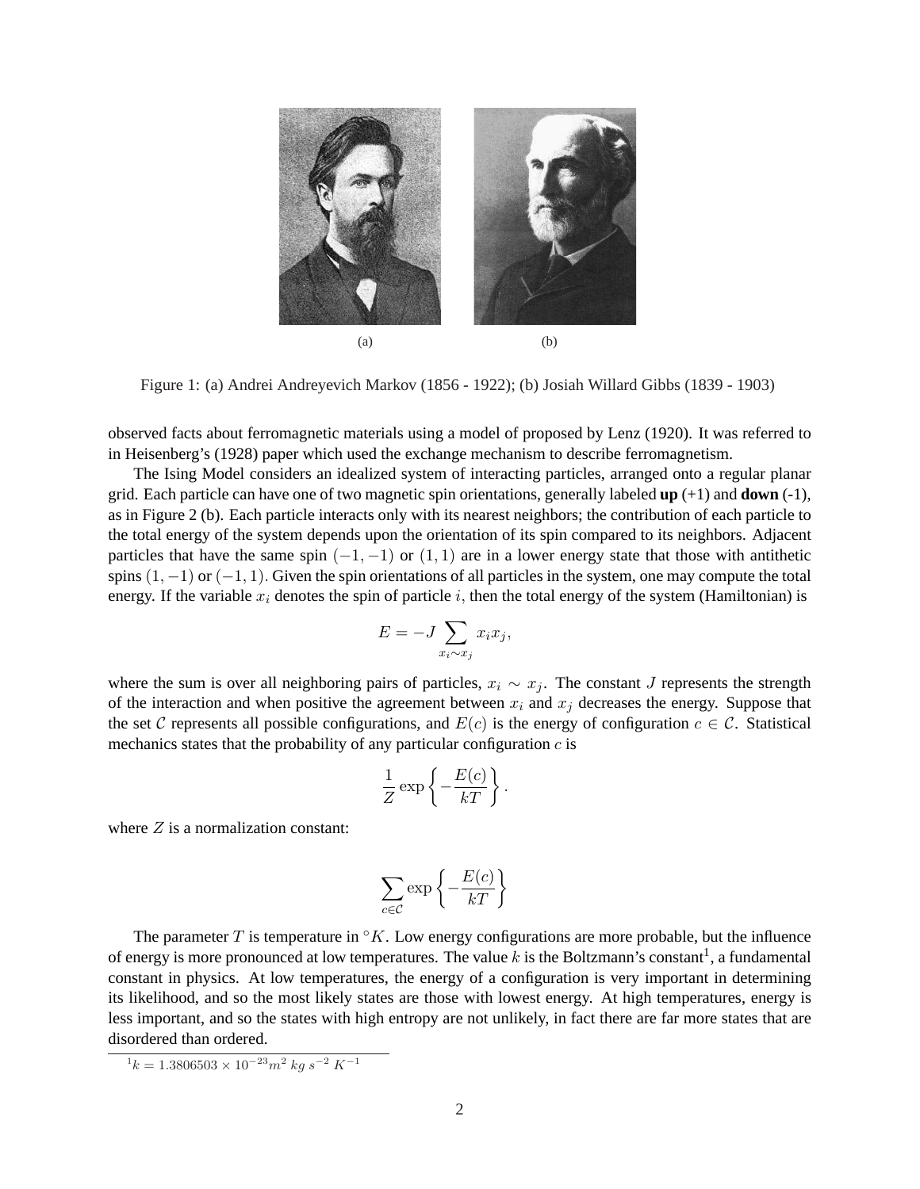(a) (b)

Figure 1: (a) Andrei Andreyevich Markov (1856 - 1922); (b) Josiah Willard Gibbs (1839 - 1903)

observed facts about ferromagnetic materials using a model of proposed by Lenz (1920). It was referred to in Heisenberg's (1928) paper which used the exchange mechanism to describe ferromagnetism.

The Ising Model considers an idealized system of interacting particles, arranged onto a regular planar grid. Each particle can have one of two magnetic spin orientations, generally labeled **up** (+1) and **down** (-1), as in Figure 2 (b). Each particle interacts only with its nearest neighbors; the contribution of each particle to the total energy of the system depends upon the orientation of its spin compared to its neighbors. Adjacent particles that have the same spin $(-1, -1)$ or $(1, 1)$ are in a lower energy state that those with antithetic spins $(1, -1)$ or $(-1, 1)$. Given the spin orientations of all particles in the system, one may compute the total energy. If the variable $x_i$ denotes the spin of particle $i$, then the total energy of the system (Hamiltonian) is

$$E = -J \sum_{x_i \sim x_j} x_i x_j,$$

where the sum is over all neighboring pairs of particles, $x_i \sim x_j$. The constant $J$ represents the strength of the interaction and when positive the agreement between $x_i$ and $x_j$ decreases the energy. Suppose that the set $\mathcal{C}$ represents all possible configurations, and $E(c)$ is the energy of configuration $c \in \mathcal{C}$. Statistical mechanics states that the probability of any particular configuration $c$ is

$$\frac{1}{Z} \exp\left\{-\frac{E(c)}{kT}\right\}.$$

where $Z$ is a normalization constant:

$$\sum_{c \in \mathcal{C}} \exp\left\{-\frac{E(c)}{kT}\right\}$$

The parameter $T$ is temperature in $^\circ K$. Low energy configurations are more probable, but the influence of energy is more pronounced at low temperatures. The value $k$ is the Boltzmann's constant[1], a fundamental constant in physics. At low temperatures, the energy of a configuration is very important in determining its likelihood, and so the most likely states are those with lowest energy. At high temperatures, energy is less important, and so the states with high entropy are not unlikely, in fact there are far more states that are disordered than ordered.

[1] $k = 1.3806503 \times 10^{-23} m^2 \; kg \; s^{-2} \; K^{-1}$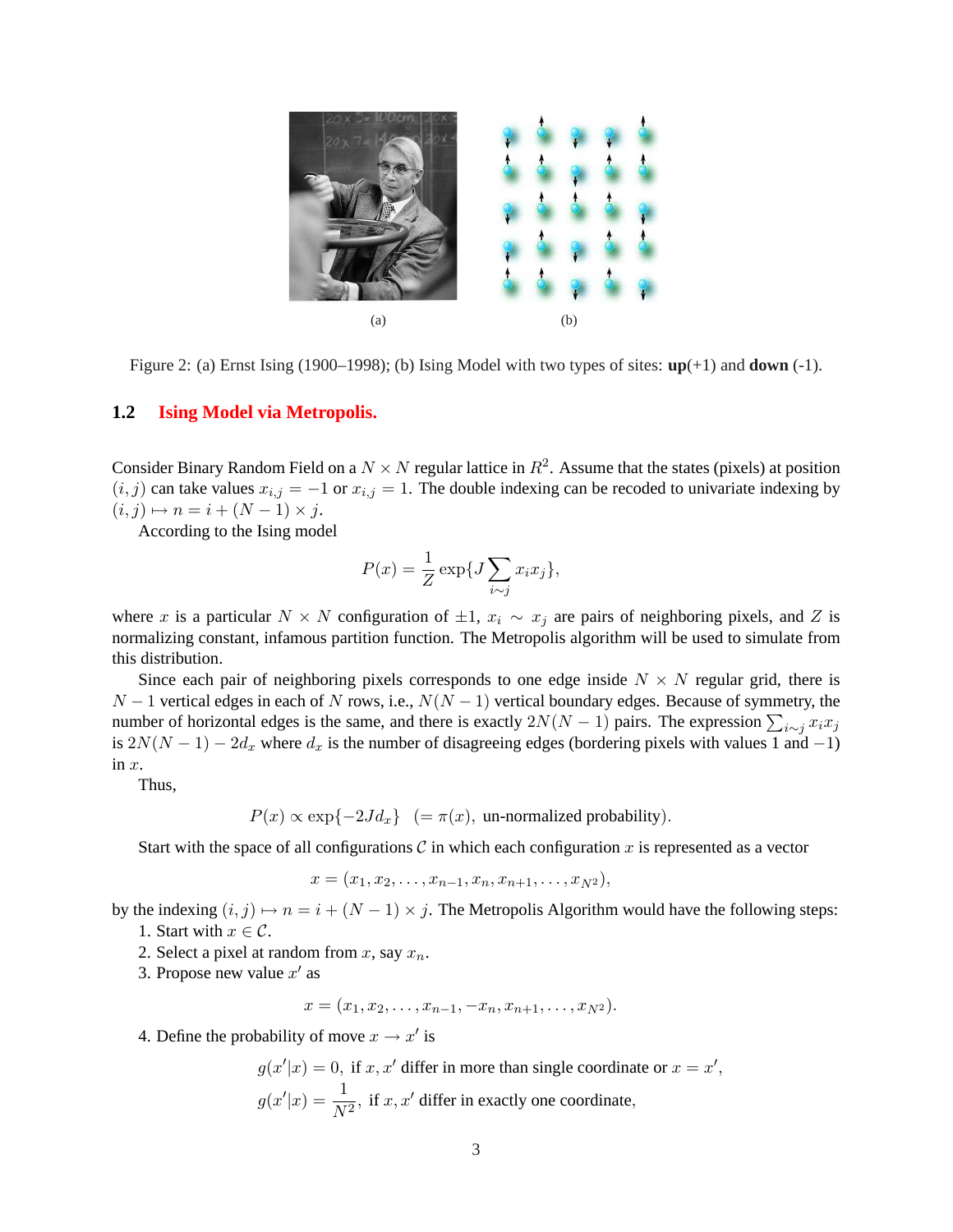(a) (b)

Figure 2: (a) Ernst Ising (1900–1998); (b) Ising Model with two types of sites: **up**(+1) and **down** (-1).

## 1.2 Ising Model via Metropolis.

Consider Binary Random Field on a $N \times N$ regular lattice in $R^2$. Assume that the states (pixels) at position $(i, j)$ can take values $x_{i,j} = -1$ or $x_{i,j} = 1$. The double indexing can be recoded to univariate indexing by $(i, j) \mapsto n = i + (N - 1) \times j$.

According to the Ising model

$$P(x) = \frac{1}{Z} \exp\{J \sum_{i \sim j} x_i x_j\},$$

where $x$ is a particular $N \times N$ configuration of $\pm 1$, $x_i \sim x_j$ are pairs of neighboring pixels, and $Z$ is normalizing constant, infamous partition function. The Metropolis algorithm will be used to simulate from this distribution.

Since each pair of neighboring pixels corresponds to one edge inside $N \times N$ regular grid, there is $N - 1$ vertical edges in each of $N$ rows, i.e., $N(N - 1)$ vertical boundary edges. Because of symmetry, the number of horizontal edges is the same, and there is exactly $2N(N - 1)$ pairs. The expression $\sum_{i \sim j} x_i x_j$ is $2N(N - 1) - 2d_x$ where $d_x$ is the number of disagreeing edges (bordering pixels with values 1 and $-1$) in $x$.

Thus,

$$P(x) \propto \exp\{-2Jd_x\} \quad (= \pi(x), \text{ un-normalized probability}).$$

Start with the space of all configurations $\mathcal{C}$ in which each configuration $x$ is represented as a vector

$$x = (x_1, x_2, \dots, x_{n-1}, x_n, x_{n+1}, \dots, x_{N^2}),$$

by the indexing $(i, j) \mapsto n = i + (N - 1) \times j$. The Metropolis Algorithm would have the following steps:

1. Start with $x \in \mathcal{C}$.
2. Select a pixel at random from $x$, say $x_n$.
3. Propose new value $x'$ as

$$x = (x_1, x_2, \dots, x_{n-1}, -x_n, x_{n+1}, \dots, x_{N^2}).$$

4. Define the probability of move $x \to x'$ is

$$g(x'|x) = 0, \text{ if } x, x' \text{ differ in more than single coordinate or } x = x',$$

$$g(x'|x) = \frac{1}{N^2}, \text{ if } x, x' \text{ differ in exactly one coordinate},$$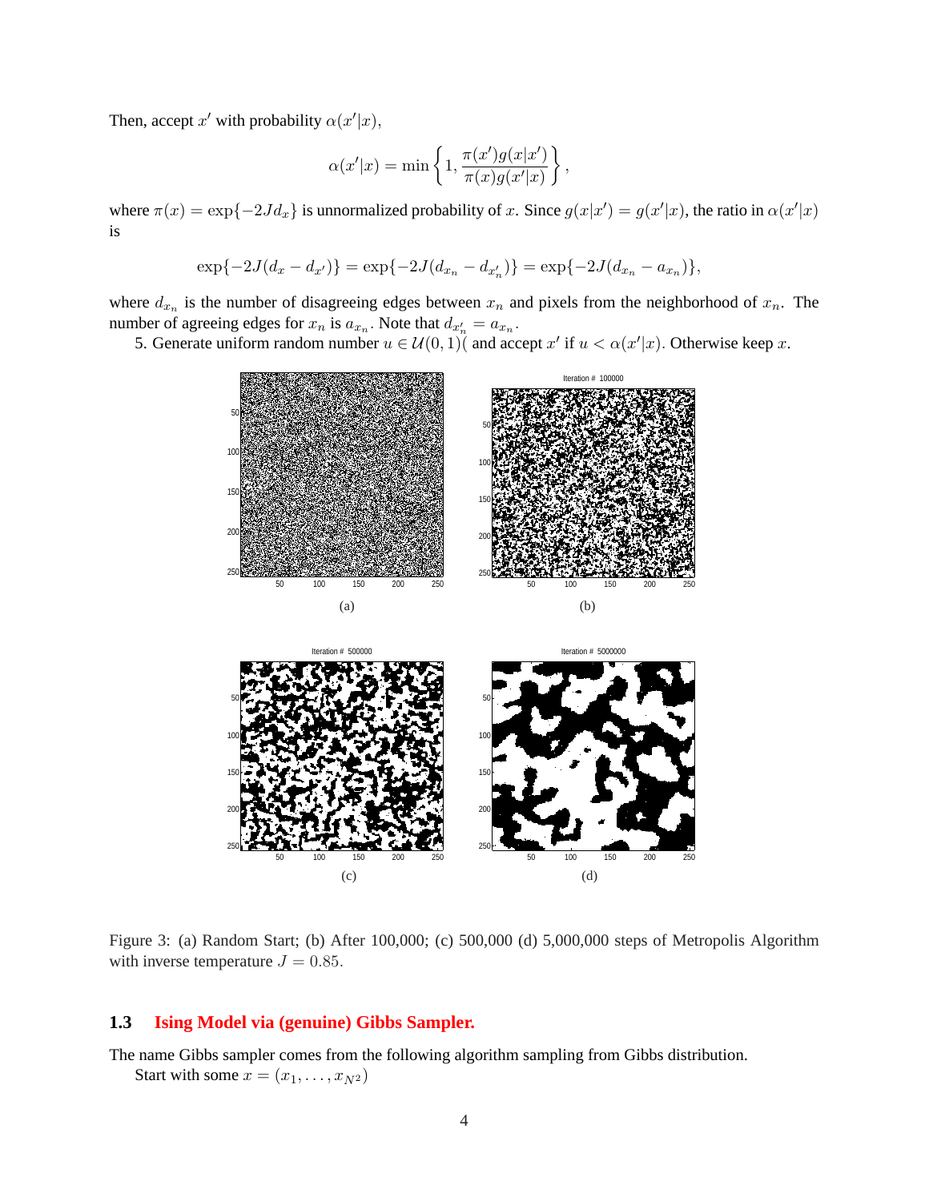Then, accept $x'$ with probability $\alpha(x'|x)$,

$$\alpha(x'|x) = \min\left\{1, \frac{\pi(x')g(x|x')}{\pi(x)g(x'|x)}\right\},$$

where $\pi(x) = \exp\{-2Jd_x\}$ is unnormalized probability of $x$. Since $g(x|x') = g(x'|x)$, the ratio in $\alpha(x'|x)$ is

$$\exp\{-2J(d_x - d_{x'})\} = \exp\{-2J(d_{x_n} - d_{x'_n})\} = \exp\{-2J(d_{x_n} - a_{x_n})\},$$

where $d_{x_n}$ is the number of disagreeing edges between $x_n$ and pixels from the neighborhood of $x_n$. The number of agreeing edges for $x_n$ is $a_{x_n}$. Note that $d_{x'_n} = a_{x_n}$.

5. Generate uniform random number $u \in \mathcal{U}(0,1)$( and accept $x'$ if $u < \alpha(x'|x)$. Otherwise keep $x$.

Figure 3: (a) Random Start; (b) After 100,000; (c) 500,000 (d) 5,000,000 steps of Metropolis Algorithm with inverse temperature $J = 0.85$.

## 1.3 Ising Model via (genuine) Gibbs Sampler.

The name Gibbs sampler comes from the following algorithm sampling from Gibbs distribution.

Start with some $x = (x_1, \ldots, x_{N^2})$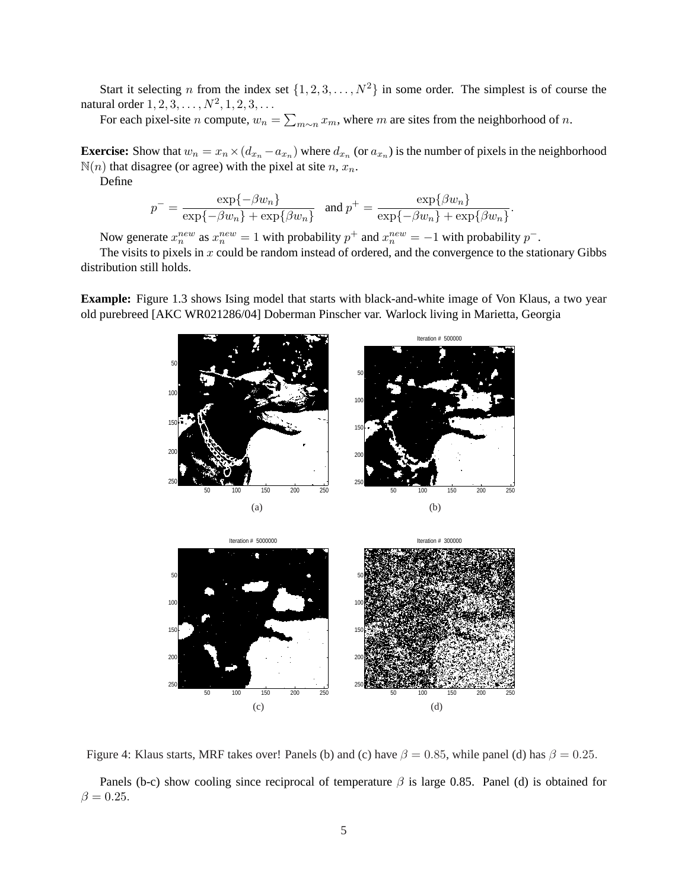Start it selecting $n$ from the index set $\{1, 2, 3, \ldots, N^2\}$ in some order. The simplest is of course the natural order $1, 2, 3, \ldots, N^2, 1, 2, 3, \ldots$

For each pixel-site $n$ compute, $w_n = \sum_{m \sim n} x_m$, where $m$ are sites from the neighborhood of $n$.

**Exercise:** Show that $w_n = x_n \times (d_{x_n} - a_{x_n})$ where $d_{x_n}$ (or $a_{x_n}$) is the number of pixels in the neighborhood $\mathbb{N}(n)$ that disagree (or agree) with the pixel at site $n$, $x_n$.

Define

$$p^- = \frac{\exp\{-\beta w_n\}}{\exp\{-\beta w_n\} + \exp\{\beta w_n\}} \quad \text{and } p^+ = \frac{\exp\{\beta w_n\}}{\exp\{-\beta w_n\} + \exp\{\beta w_n\}}.$$

Now generate $x_n^{new}$ as $x_n^{new} = 1$ with probability $p^+$ and $x_n^{new} = -1$ with probability $p^-$.

The visits to pixels in $x$ could be random instead of ordered, and the convergence to the stationary Gibbs distribution still holds.

**Example:** Figure 1.3 shows Ising model that starts with black-and-white image of Von Klaus, a two year old purebreed [AKC WR021286/04] Doberman Pinscher var. Warlock living in Marietta, Georgia

(a) (b) (c) (d)

Figure 4: Klaus starts, MRF takes over! Panels (b) and (c) have $\beta = 0.85$, while panel (d) has $\beta = 0.25$.

Panels (b-c) show cooling since reciprocal of temperature $\beta$ is large 0.85. Panel (d) is obtained for $\beta = 0.25$.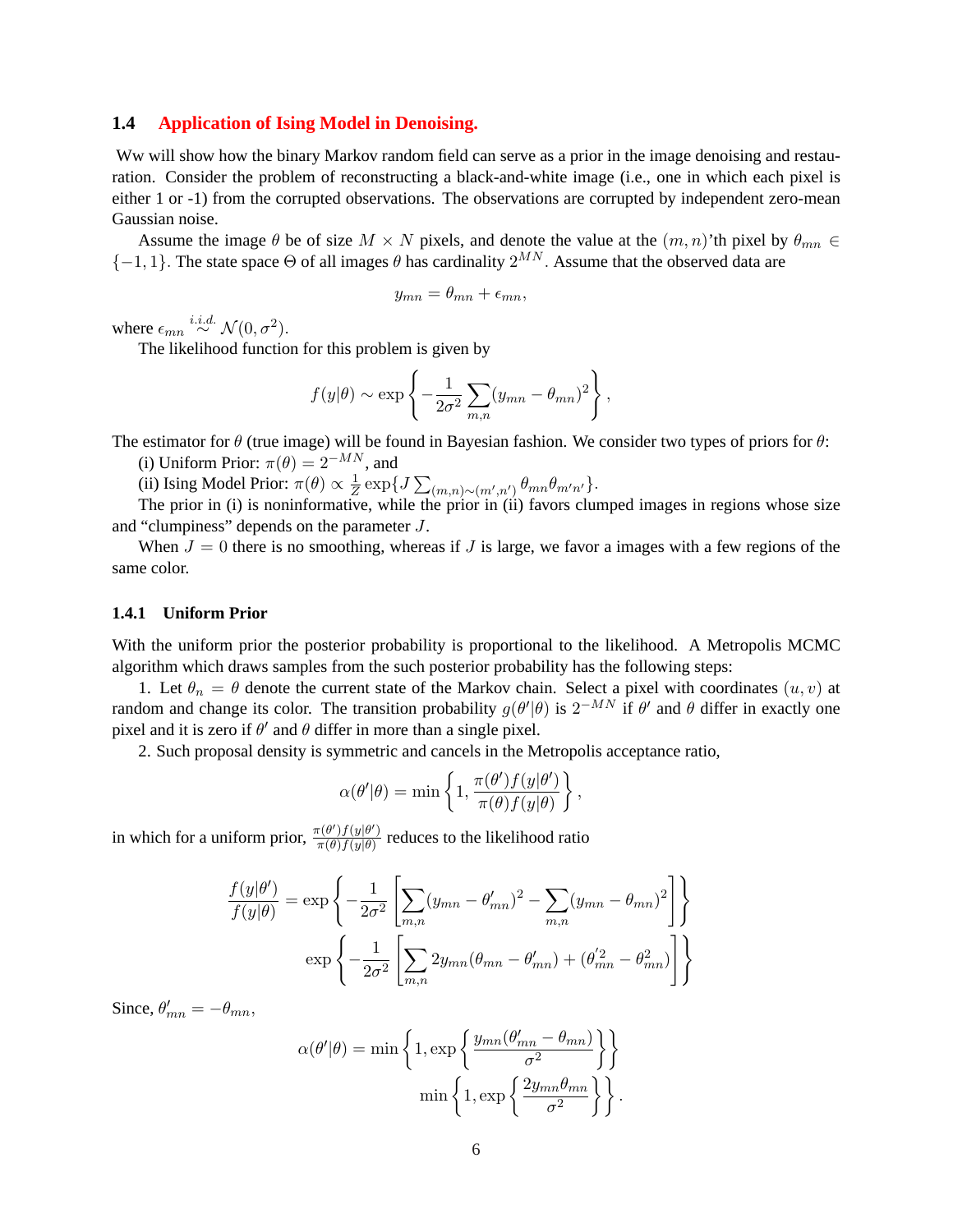### 1.4 Application of Ising Model in Denoising.

Ww will show how the binary Markov random field can serve as a prior in the image denoising and restauration. Consider the problem of reconstructing a black-and-white image (i.e., one in which each pixel is either 1 or -1) from the corrupted observations. The observations are corrupted by independent zero-mean Gaussian noise.

Assume the image $\theta$ be of size $M \times N$ pixels, and denote the value at the $(m, n)$'th pixel by $\theta_{mn} \in \{-1, 1\}$. The state space $\Theta$ of all images $\theta$ has cardinality $2^{MN}$. Assume that the observed data are

$$y_{mn} = \theta_{mn} + \epsilon_{mn},$$

where $\epsilon_{mn} \stackrel{i.i.d.}{\sim} \mathcal{N}(0, \sigma^2)$.

The likelihood function for this problem is given by

$$f(y|\theta) \sim \exp\left\{-\frac{1}{2\sigma^2}\sum_{m,n}(y_{mn} - \theta_{mn})^2\right\},$$

The estimator for $\theta$ (true image) will be found in Bayesian fashion. We consider two types of priors for $\theta$:

(i) Uniform Prior: $\pi(\theta) = 2^{-MN}$, and

(ii) Ising Model Prior: $\pi(\theta) \propto \frac{1}{Z}\exp\{J\sum_{(m,n)\sim(m',n')}\theta_{mn}\theta_{m'n'}\}$.

The prior in (i) is noninformative, while the prior in (ii) favors clumped images in regions whose size and "clumpiness" depends on the parameter $J$.

When $J = 0$ there is no smoothing, whereas if $J$ is large, we favor a images with a few regions of the same color.

#### 1.4.1 Uniform Prior

With the uniform prior the posterior probability is proportional to the likelihood. A Metropolis MCMC algorithm which draws samples from the such posterior probability has the following steps:

1. Let $\theta_n = \theta$ denote the current state of the Markov chain. Select a pixel with coordinates $(u, v)$ at random and change its color. The transition probability $g(\theta'|\theta)$ is $2^{-MN}$ if $\theta'$ and $\theta$ differ in exactly one pixel and it is zero if $\theta'$ and $\theta$ differ in more than a single pixel.

2. Such proposal density is symmetric and cancels in the Metropolis acceptance ratio,

$$\alpha(\theta'|\theta) = \min\left\{1, \frac{\pi(\theta')f(y|\theta')}{\pi(\theta)f(y|\theta)}\right\},$$

in which for a uniform prior, $\frac{\pi(\theta')f(y|\theta')}{\pi(\theta)f(y|\theta)}$ reduces to the likelihood ratio

$$\frac{f(y|\theta')}{f(y|\theta)} = \exp\left\{-\frac{1}{2\sigma^2}\left[\sum_{m,n}(y_{mn} - \theta'_{mn})^2 - \sum_{m,n}(y_{mn} - \theta_{mn})^2\right]\right\}$$
$$\exp\left\{-\frac{1}{2\sigma^2}\left[\sum_{m,n}2y_{mn}(\theta_{mn} - \theta'_{mn}) + (\theta'^2_{mn} - \theta^2_{mn})\right]\right\}$$

Since, $\theta'_{mn} = -\theta_{mn}$,

$$\alpha(\theta'|\theta) = \min\left\{1, \exp\left\{\frac{y_{mn}(\theta'_{mn} - \theta_{mn})}{\sigma^2}\right\}\right\}$$
$$\min\left\{1, \exp\left\{\frac{2y_{mn}\theta_{mn}}{\sigma^2}\right\}\right\}.$$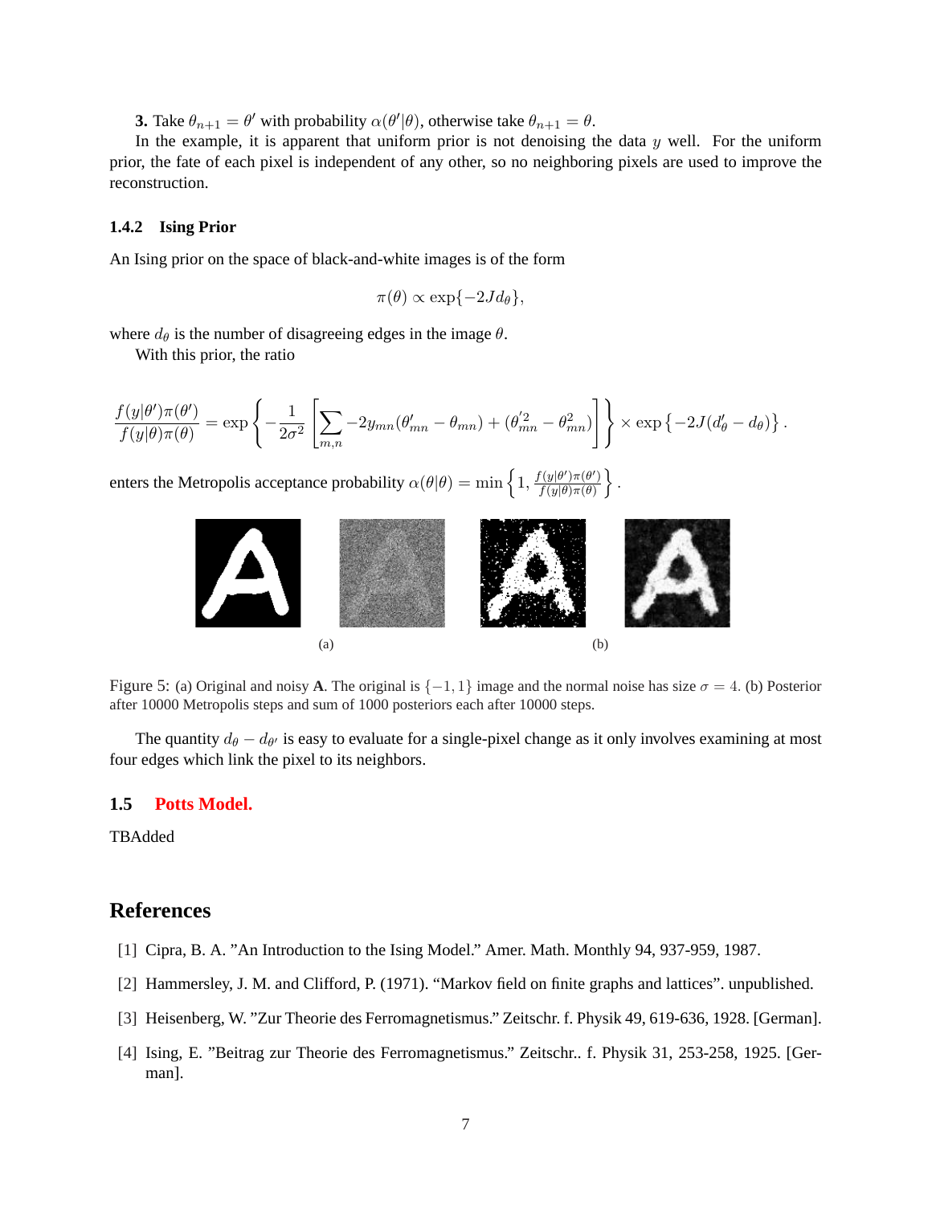**3.** Take $\theta_{n+1} = \theta'$ with probability $\alpha(\theta'|\theta)$, otherwise take $\theta_{n+1} = \theta$.

In the example, it is apparent that uniform prior is not denoising the data $y$ well. For the uniform prior, the fate of each pixel is independent of any other, so no neighboring pixels are used to improve the reconstruction.

### 1.4.2 Ising Prior

An Ising prior on the space of black-and-white images is of the form

$$\pi(\theta) \propto \exp\{-2Jd_\theta\},$$

where $d_\theta$ is the number of disagreeing edges in the image $\theta$.

With this prior, the ratio

$$\frac{f(y|\theta')\pi(\theta')}{f(y|\theta)\pi(\theta)} = \exp\left\{-\frac{1}{2\sigma^2}\left[\sum_{m,n} -2y_{mn}(\theta'_{mn} - \theta_{mn}) + (\theta'^2_{mn} - \theta^2_{mn})\right]\right\} \times \exp\left\{-2J(d'_\theta - d_\theta)\right\}.$$

enters the Metropolis acceptance probability $\alpha(\theta|\theta) = \min\left\{1, \frac{f(y|\theta')\pi(\theta')}{f(y|\theta)\pi(\theta)}\right\}$.

(a) (b)

Figure 5: (a) Original and noisy **A**. The original is $\{-1, 1\}$ image and the normal noise has size $\sigma = 4$. (b) Posterior after 10000 Metropolis steps and sum of 1000 posteriors each after 10000 steps.

The quantity $d_\theta - d_{\theta'}$ is easy to evaluate for a single-pixel change as it only involves examining at most four edges which link the pixel to its neighbors.

## 1.5 Potts Model.

TBAdded

# References

[1] Cipra, B. A. "An Introduction to the Ising Model." Amer. Math. Monthly 94, 937-959, 1987.

[2] Hammersley, J. M. and Clifford, P. (1971). "Markov field on finite graphs and lattices". unpublished.

[3] Heisenberg, W. "Zur Theorie des Ferromagnetismus." Zeitschr. f. Physik 49, 619-636, 1928. [German].

[4] Ising, E. "Beitrag zur Theorie des Ferromagnetismus." Zeitschr.. f. Physik 31, 253-258, 1925. [German].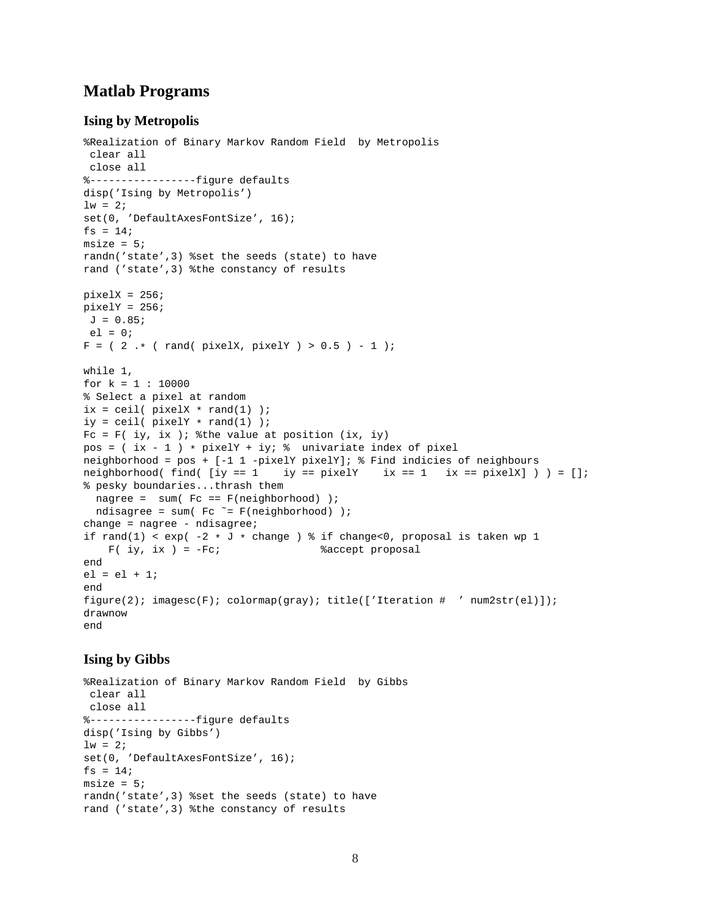## Matlab Programs

### Ising by Metropolis

```
%Realization of Binary Markov Random Field  by Metropolis
 clear all
 close all
%-----------------figure defaults
disp('Ising by Metropolis')
lw = 2;
set(0, 'DefaultAxesFontSize', 16);
fs = 14;
msize = 5;
randn('state',3) %set the seeds (state) to have
rand ('state',3) %the constancy of results

pixelX = 256;
pixelY = 256;
 J = 0.85;
 el = 0;
F = ( 2 .* ( rand( pixelX, pixelY ) > 0.5 ) - 1 );

while 1,
for k = 1 : 10000
% Select a pixel at random
ix = ceil( pixelX * rand(1) );
iy = ceil( pixelY * rand(1) );
Fc = F( iy, ix ); %the value at position (ix, iy)
pos = ( ix - 1 ) * pixelY + iy; %  univariate index of pixel
neighborhood = pos + [-1 1 -pixelY pixelY]; % Find indicies of neighbours
neighborhood( find( [iy == 1    iy == pixelY    ix == 1   ix == pixelX] ) ) = [];
% pesky boundaries...thrash them
  nagree =  sum( Fc == F(neighborhood) );
  ndisagree = sum( Fc ~= F(neighborhood) );
change = nagree - ndisagree;
if rand(1) < exp( -2 * J * change ) % if change<0, proposal is taken wp 1
    F( iy, ix ) = -Fc;                %accept proposal
end
el = el + 1;
end
figure(2); imagesc(F); colormap(gray); title(['Iteration #  ' num2str(el)]);
drawnow
end
```

### Ising by Gibbs

```
%Realization of Binary Markov Random Field  by Gibbs
 clear all
 close all
%-----------------figure defaults
disp('Ising by Gibbs')
lw = 2;
set(0, 'DefaultAxesFontSize', 16);
fs = 14;
msize = 5;
randn('state',3) %set the seeds (state) to have
rand ('state',3) %the constancy of results
```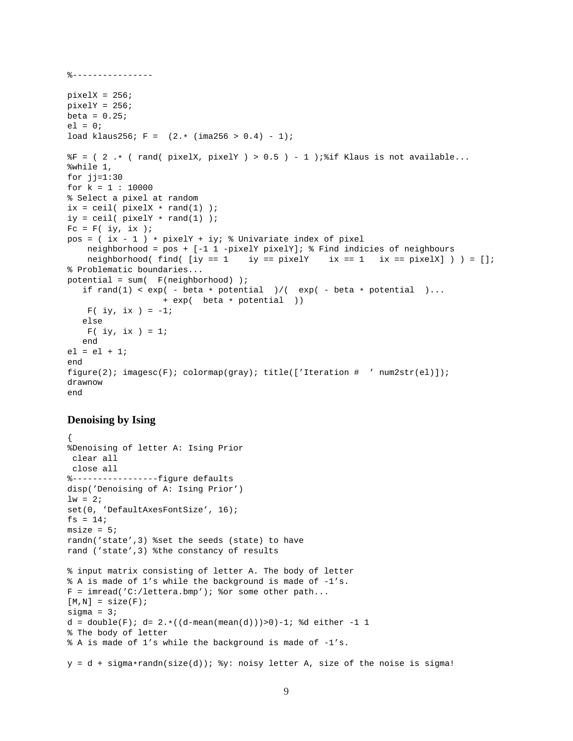```
%----------------

pixelX = 256;
pixelY = 256;
beta = 0.25;
el = 0;
load klaus256; F =  (2.* (ima256 > 0.4) - 1);

%F = ( 2 .* ( rand( pixelX, pixelY ) > 0.5 ) - 1 );%if Klaus is not available...
%while 1,
for jj=1:30
for k = 1 : 10000
% Select a pixel at random
ix = ceil( pixelX * rand(1) );
iy = ceil( pixelY * rand(1) );
Fc = F( iy, ix );
pos = ( ix - 1 ) * pixelY + iy; % Univariate index of pixel
    neighborhood = pos + [-1 1 -pixelY pixelY]; % Find indicies of neighbours
    neighborhood( find( [iy == 1    iy == pixelY    ix == 1   ix == pixelX] ) ) = [];
% Problematic boundaries...
potential = sum(  F(neighborhood) );
   if rand(1) < exp( - beta * potential  )/(  exp( - beta * potential  )...
                  + exp(  beta * potential  ))
    F( iy, ix ) = -1;
   else
    F( iy, ix ) = 1;
   end
el = el + 1;
end
figure(2); imagesc(F); colormap(gray); title(['Iteration #  ' num2str(el)]);
drawnow
end
```

### Denoising by Ising

```
{
%Denoising of letter A: Ising Prior
 clear all
 close all
%-----------------figure defaults
disp('Denoising of A: Ising Prior')
lw = 2;
set(0, 'DefaultAxesFontSize', 16);
fs = 14;
msize = 5;
randn('state',3) %set the seeds (state) to have
rand ('state',3) %the constancy of results

% input matrix consisting of letter A. The body of letter
% A is made of 1's while the background is made of -1's.
F = imread('C:/lettera.bmp'); %or some other path...
[M,N] = size(F);
sigma = 3;
d = double(F); d= 2.*((d-mean(mean(d)))>0)-1; %d either -1 1
% The body of letter
% A is made of 1's while the background is made of -1's.

y = d + sigma*randn(size(d)); %y: noisy letter A, size of the noise is sigma!
```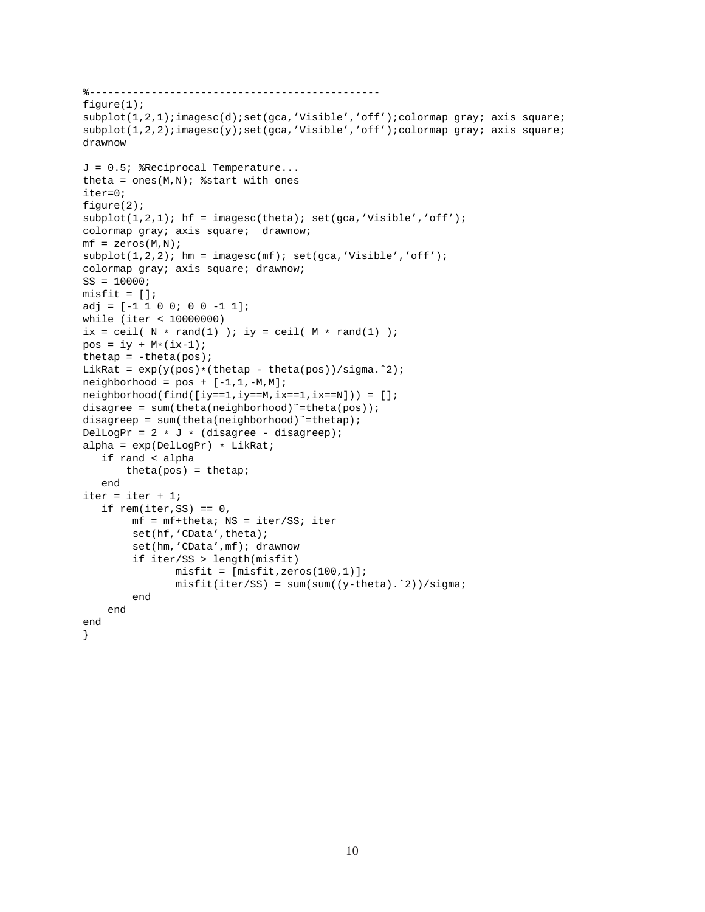```
%-----------------------------------------------
figure(1);
subplot(1,2,1);imagesc(d);set(gca,'Visible','off');colormap gray; axis square;
subplot(1,2,2);imagesc(y);set(gca,'Visible','off');colormap gray; axis square;
drawnow

J = 0.5; %Reciprocal Temperature...
theta = ones(M,N); %start with ones
iter=0;
figure(2);
subplot(1,2,1); hf = imagesc(theta); set(gca,'Visible','off');
colormap gray; axis square;  drawnow;
mf = zeros(M,N);
subplot(1,2,2); hm = imagesc(mf); set(gca,'Visible','off');
colormap gray; axis square; drawnow;
SS = 10000;
misfit = [];
adj = [-1 1 0 0; 0 0 -1 1];
while (iter < 10000000)
ix = ceil( N * rand(1) ); iy = ceil( M * rand(1) );
pos = iy + M*(ix-1);
thetap = -theta(pos);
LikRat = exp(y(pos)*(thetap - theta(pos))/sigma.^2);
neighborhood = pos + [-1,1,-M,M];
neighborhood(find([iy==1,iy==M,ix==1,ix==N])) = [];
disagree = sum(theta(neighborhood)~=theta(pos));
disagreep = sum(theta(neighborhood)~=thetap);
DelLogPr = 2 * J * (disagree - disagreep);
alpha = exp(DelLogPr) * LikRat;
   if rand < alpha
       theta(pos) = thetap;
   end
iter = iter + 1;
   if rem(iter,SS) == 0,
        mf = mf+theta; NS = iter/SS; iter
        set(hf,'CData',theta);
        set(hm,'CData',mf); drawnow
        if iter/SS > length(misfit)
               misfit = [misfit,zeros(100,1)];
               misfit(iter/SS) = sum(sum((y-theta).^2))/sigma;
        end
    end
end
}
```